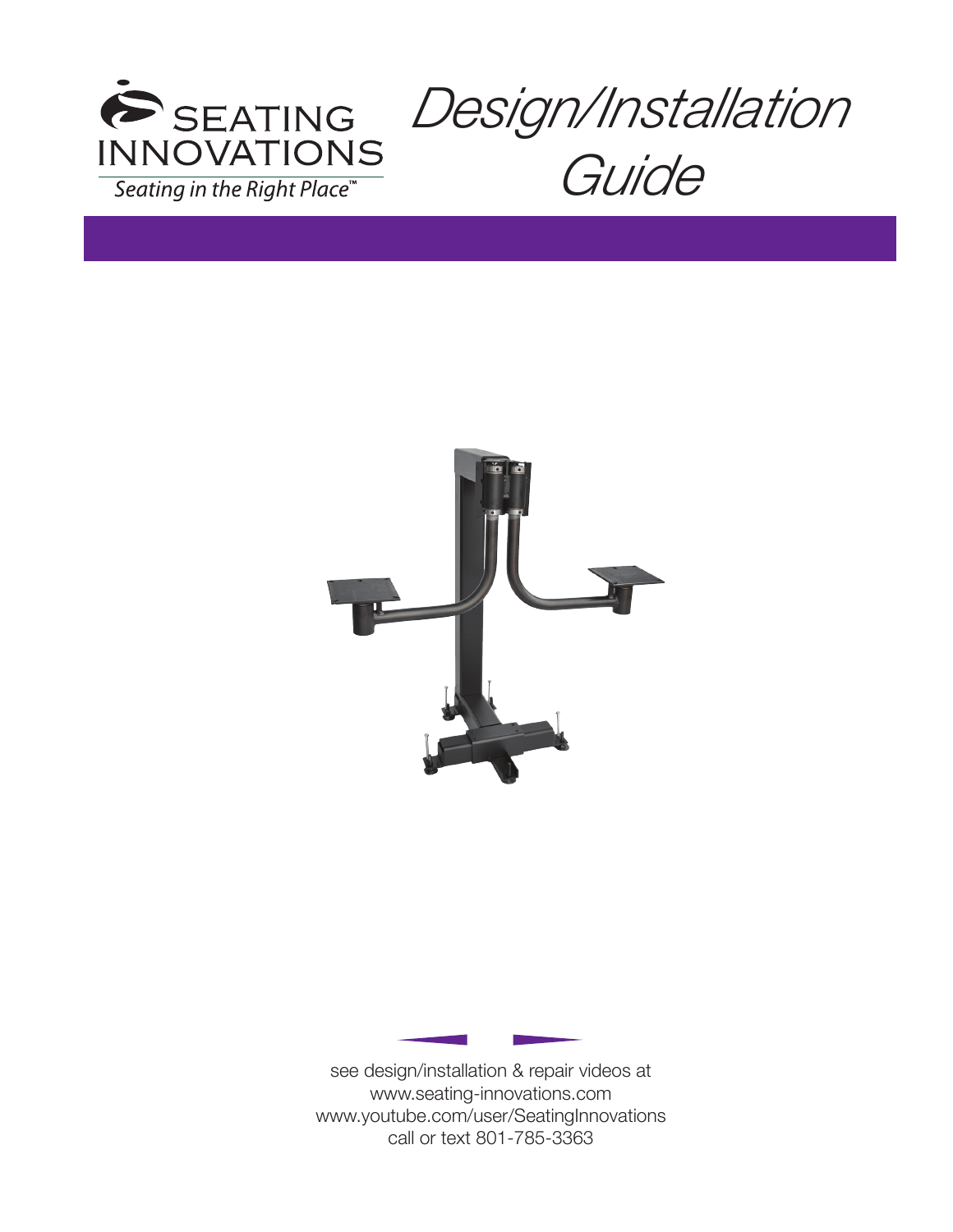SEATING INNOVATIONS

*Seating in the Right Place™*

# *Design/Installation Guide*

see design/installation & repair videos at
www.seating-innovations.com
www.youtube.com/user/SeatingInnovations
call or text 801-785-3363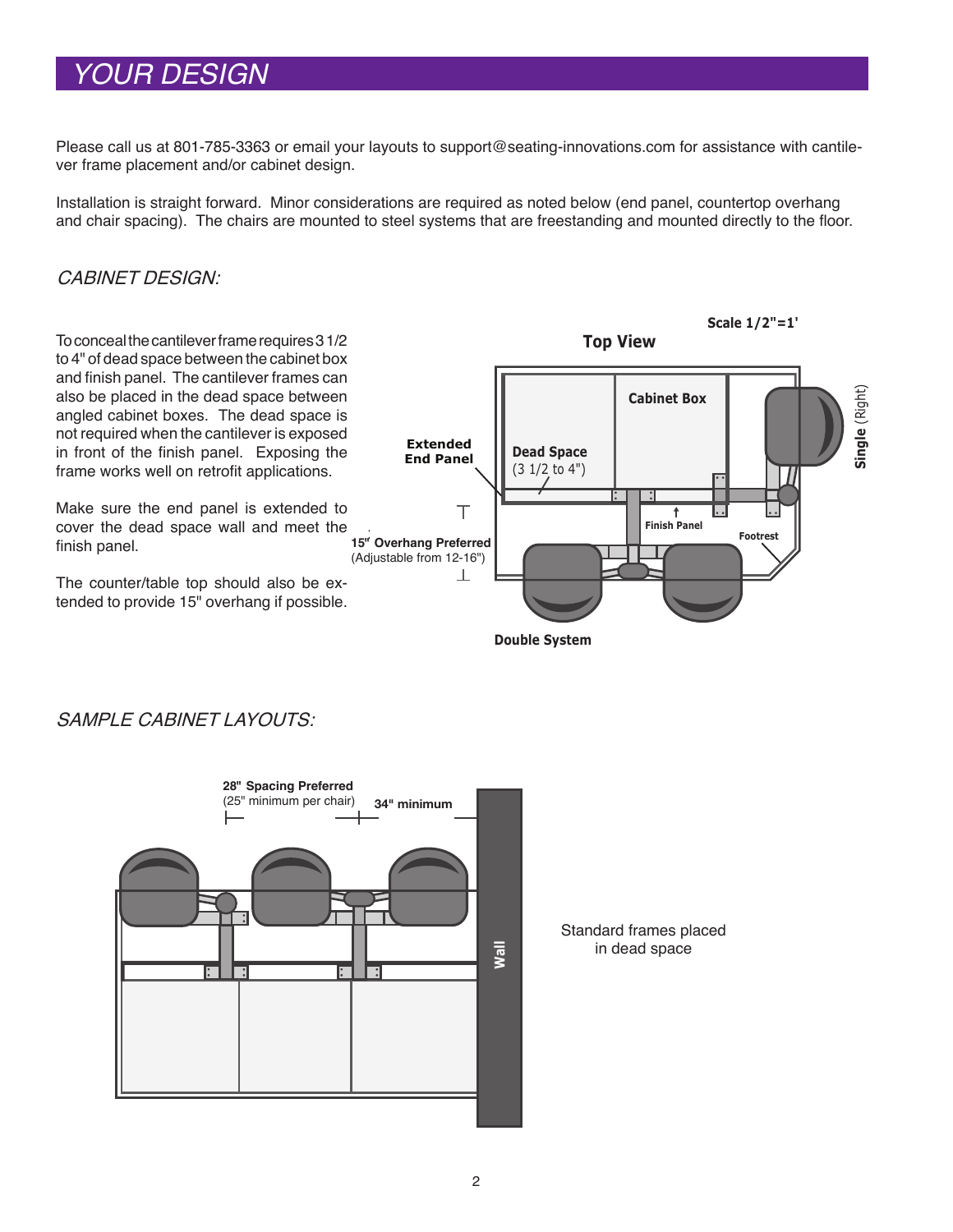# YOUR DESIGN

Please call us at 801-785-3363 or email your layouts to support@seating-innovations.com for assistance with cantilever frame placement and/or cabinet design.

Installation is straight forward. Minor considerations are required as noted below (end panel, countertop overhang and chair spacing). The chairs are mounted to steel systems that are freestanding and mounted directly to the floor.

## *CABINET DESIGN:*

To conceal the cantilever frame requires 3 1/2 to 4" of dead space between the cabinet box and finish panel. The cantilever frames can also be placed in the dead space between angled cabinet boxes. The dead space is not required when the cantilever is exposed in front of the finish panel. Exposing the frame works well on retrofit applications.

Make sure the end panel is extended to cover the dead space wall and meet the finish panel.

The counter/table top should also be extended to provide 15" overhang if possible.

**Top View** — **Scale 1/2"=1'**

**Cabinet Box**

**Extended End Panel**

**Dead Space** (3 1/2 to 4")

**Single** (Right)

**Finish Panel**

**Footrest**

**15" Overhang Preferred** (Adjustable from 12-16")

**Double System**

## *SAMPLE CABINET LAYOUTS:*

**28" Spacing Preferred** (25" minimum per chair)

**34" minimum**

**Wall**

Standard frames placed in dead space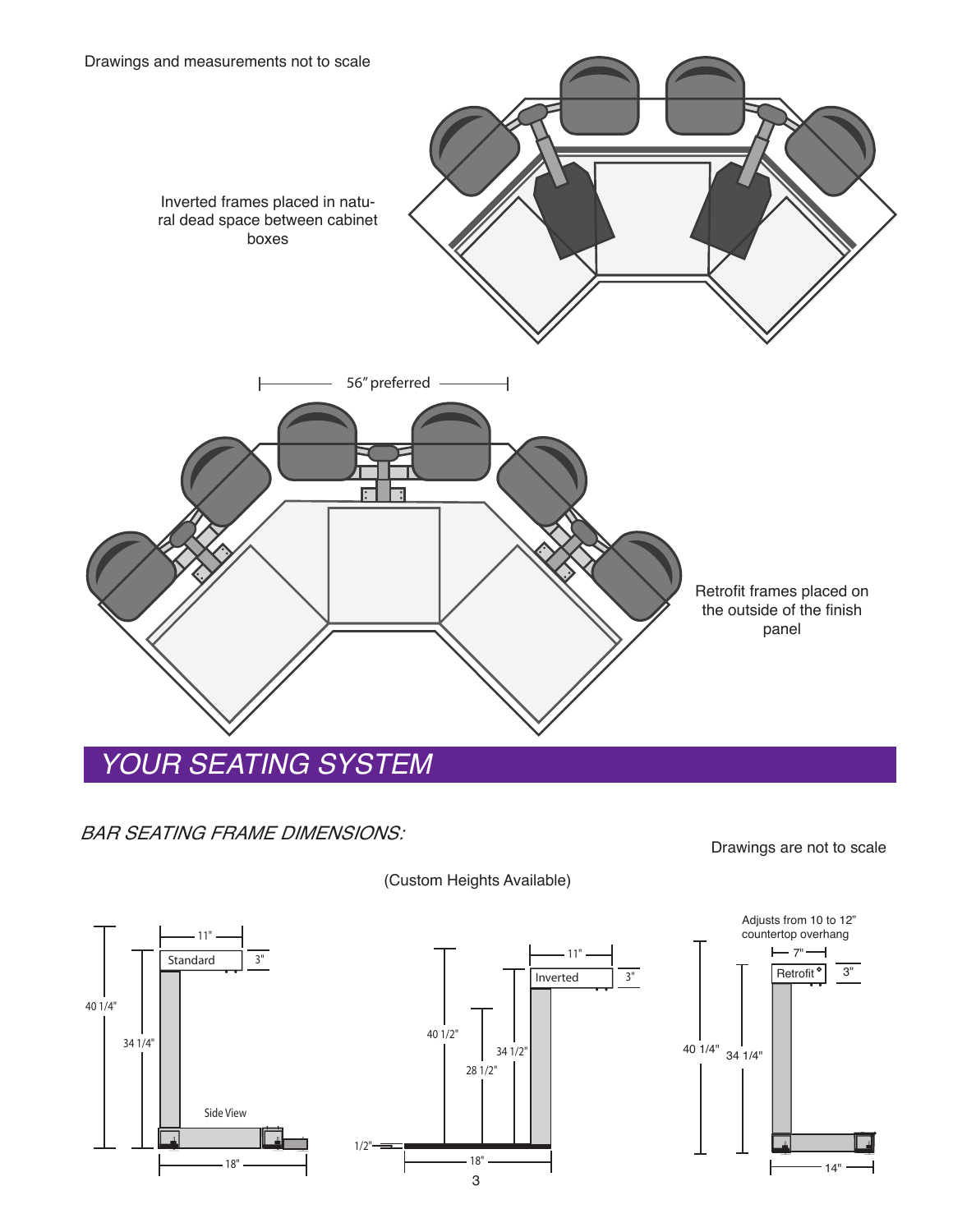Drawings and measurements not to scale

Inverted frames placed in natural dead space between cabinet boxes

56" preferred

Retrofit frames placed on the outside of the finish panel

## *YOUR SEATING SYSTEM*

### *BAR SEATING FRAME DIMENSIONS:*

Drawings are not to scale

(Custom Heights Available)

Standard: 11", 3", 40 1/4", 34 1/4", Side View, 18"

Inverted: 11", 3", 40 1/2", 34 1/2", 28 1/2", 1/2", 18"

Adjusts from 10 to 12" countertop overhang

Retrofit: 7", 3", 40 1/4", 34 1/4", 14"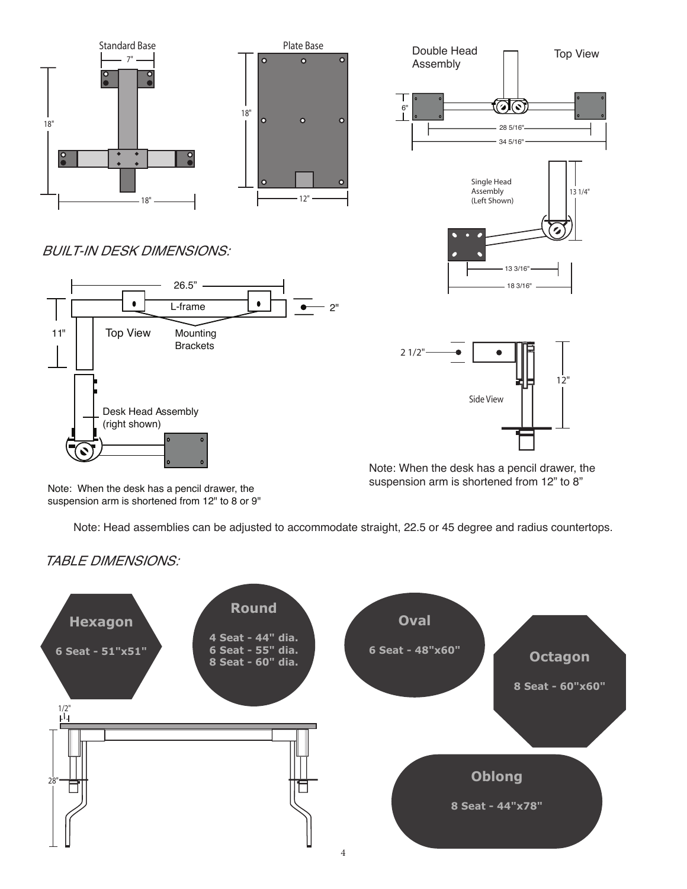Standard Base

7"

18"

18"

Plate Base

18"

12"

Double Head Assembly

Top View

6"

28 5/16"

34 5/16"

Single Head Assembly (Left Shown)

13 1/4"

13 3/16"

18 3/16"

## *BUILT-IN DESK DIMENSIONS:*

26.5"

L-frame

2"

11"

Top View

Mounting Brackets

Desk Head Assembly (right shown)

2 1/2"

12"

Side View

Note: When the desk has a pencil drawer, the suspension arm is shortened from 12" to 8 or 9"

Note: When the desk has a pencil drawer, the suspension arm is shortened from 12" to 8"

Note: Head assemblies can be adjusted to accommodate straight, 22.5 or 45 degree and radius countertops.

## *TABLE DIMENSIONS:*

**Hexagon**

**6 Seat - 51"x51"**

**Round**

**4 Seat - 44" dia.**
**6 Seat - 55" dia.**
**8 Seat - 60" dia.**

**Oval**

**6 Seat - 48"x60"**

**Octagon**

**8 Seat - 60"x60"**

**Oblong**

**8 Seat - 44"x78"**

1/2"

28"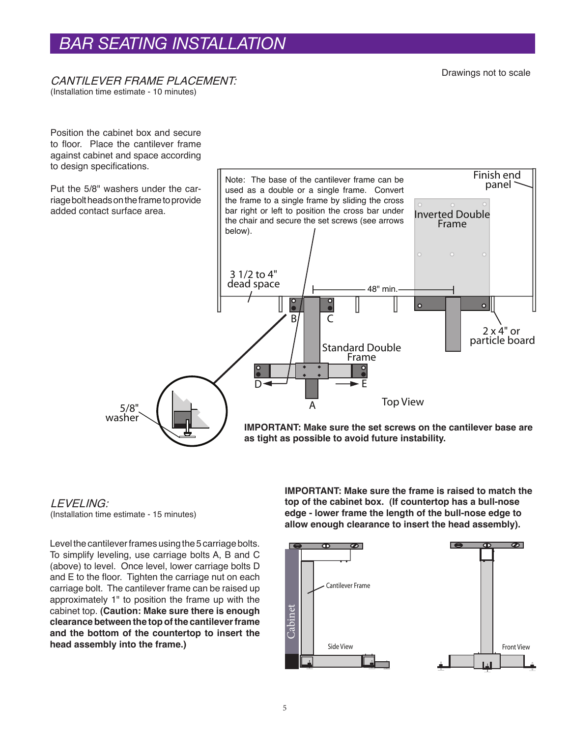# BAR SEATING INSTALLATION

Drawings not to scale

## *CANTILEVER FRAME PLACEMENT:*

(Installation time estimate - 10 minutes)

Position the cabinet box and secure to floor. Place the cantilever frame against cabinet and space according to design specifications.

Put the 5/8" washers under the carriage bolt heads on the frame to provide added contact surface area.

Note: The base of the cantilever frame can be used as a double or a single frame. Convert the frame to a single frame by sliding the cross bar right or left to position the cross bar under the chair and secure the set screws (see arrows below).

Finish end panel

Inverted Double Frame

3 1/2 to 4" dead space

48" min.

B C

Standard Double Frame

2 x 4" or particle board

D E

A

Top View

5/8" washer

**IMPORTANT: Make sure the set screws on the cantilever base are as tight as possible to avoid future instability.**

## *LEVELING:*

(Installation time estimate - 15 minutes)

Level the cantilever frames using the 5 carriage bolts. To simplify leveling, use carriage bolts A, B and C (above) to level. Once level, lower carriage bolts D and E to the floor. Tighten the carriage nut on each carriage bolt. The cantilever frame can be raised up approximately 1" to position the frame up with the cabinet top. **(Caution: Make sure there is enough clearance between the top of the cantilever frame and the bottom of the countertop to insert the head assembly into the frame.)**

**IMPORTANT: Make sure the frame is raised to match the top of the cabinet box. (If countertop has a bull-nose edge - lower frame the length of the bull-nose edge to allow enough clearance to insert the head assembly).**

Cabinet

Cantilever Frame

Side View

Front View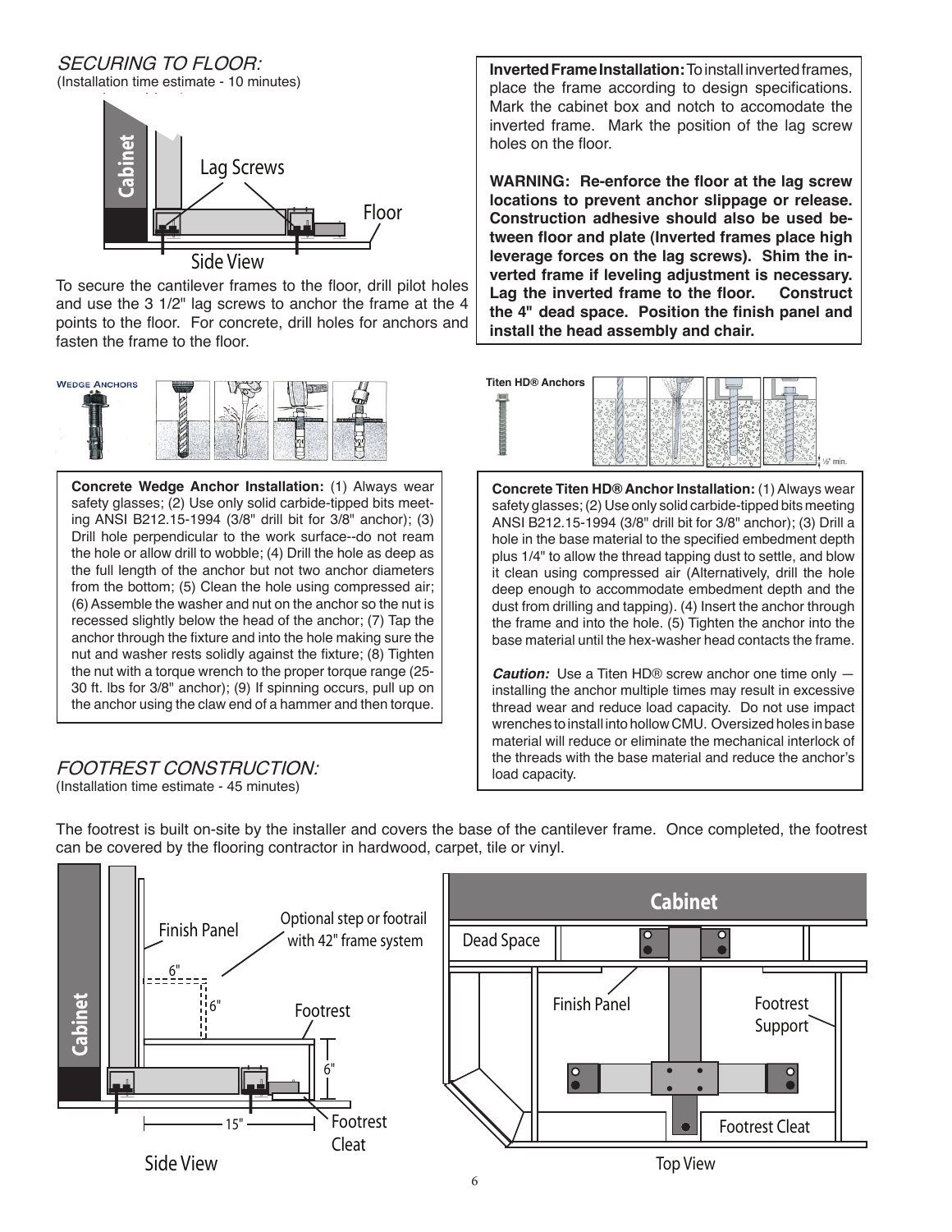## *SECURING TO FLOOR:*

(Installation time estimate - 10 minutes)

To secure the cantilever frames to the floor, drill pilot holes and use the 3 1/2" lag screws to anchor the frame at the 4 points to the floor. For concrete, drill holes for anchors and fasten the frame to the floor.

**Inverted Frame Installation:** To install inverted frames, place the frame according to design specifications. Mark the cabinet box and notch to accomodate the inverted frame. Mark the position of the lag screw holes on the floor.

**WARNING: Re-enforce the floor at the lag screw locations to prevent anchor slippage or release. Construction adhesive should also be used between floor and plate (Inverted frames place high leverage forces on the lag screws). Shim the inverted frame if leveling adjustment is necessary. Lag the inverted frame to the floor. Construct the 4" dead space. Position the finish panel and install the head assembly and chair.**

**Concrete Wedge Anchor Installation:** (1) Always wear safety glasses; (2) Use only solid carbide-tipped bits meeting ANSI B212.15-1994 (3/8" drill bit for 3/8" anchor); (3) Drill hole perpendicular to the work surface--do not ream the hole or allow drill to wobble; (4) Drill the hole as deep as the full length of the anchor but not two anchor diameters from the bottom; (5) Clean the hole using compressed air; (6) Assemble the washer and nut on the anchor so the nut is recessed slightly below the head of the anchor; (7) Tap the anchor through the fixture and into the hole making sure the nut and washer rests solidly against the fixture; (8) Tighten the nut with a torque wrench to the proper torque range (25-30 ft. lbs for 3/8" anchor); (9) If spinning occurs, pull up on the anchor using the claw end of a hammer and then torque.

**Concrete Titen HD® Anchor Installation:** (1) Always wear safety glasses; (2) Use only solid carbide-tipped bits meeting ANSI B212.15-1994 (3/8" drill bit for 3/8" anchor); (3) Drill a hole in the base material to the specified embedment depth plus 1/4" to allow the thread tapping dust to settle, and blow it clean using compressed air (Alternatively, drill the hole deep enough to accommodate embedment depth and the dust from drilling and tapping). (4) Insert the anchor through the frame and into the hole. (5) Tighten the anchor into the base material until the hex-washer head contacts the frame.

***Caution:*** Use a Titen HD® screw anchor one time only — installing the anchor multiple times may result in excessive thread wear and reduce load capacity. Do not use impact wrenches to install into hollow CMU. Oversized holes in base material will reduce or eliminate the mechanical interlock of the threads with the base material and reduce the anchor's load capacity.

## *FOOTREST CONSTRUCTION:*

(Installation time estimate - 45 minutes)

The footrest is built on-site by the installer and covers the base of the cantilever frame. Once completed, the footrest can be covered by the flooring contractor in hardwood, carpet, tile or vinyl.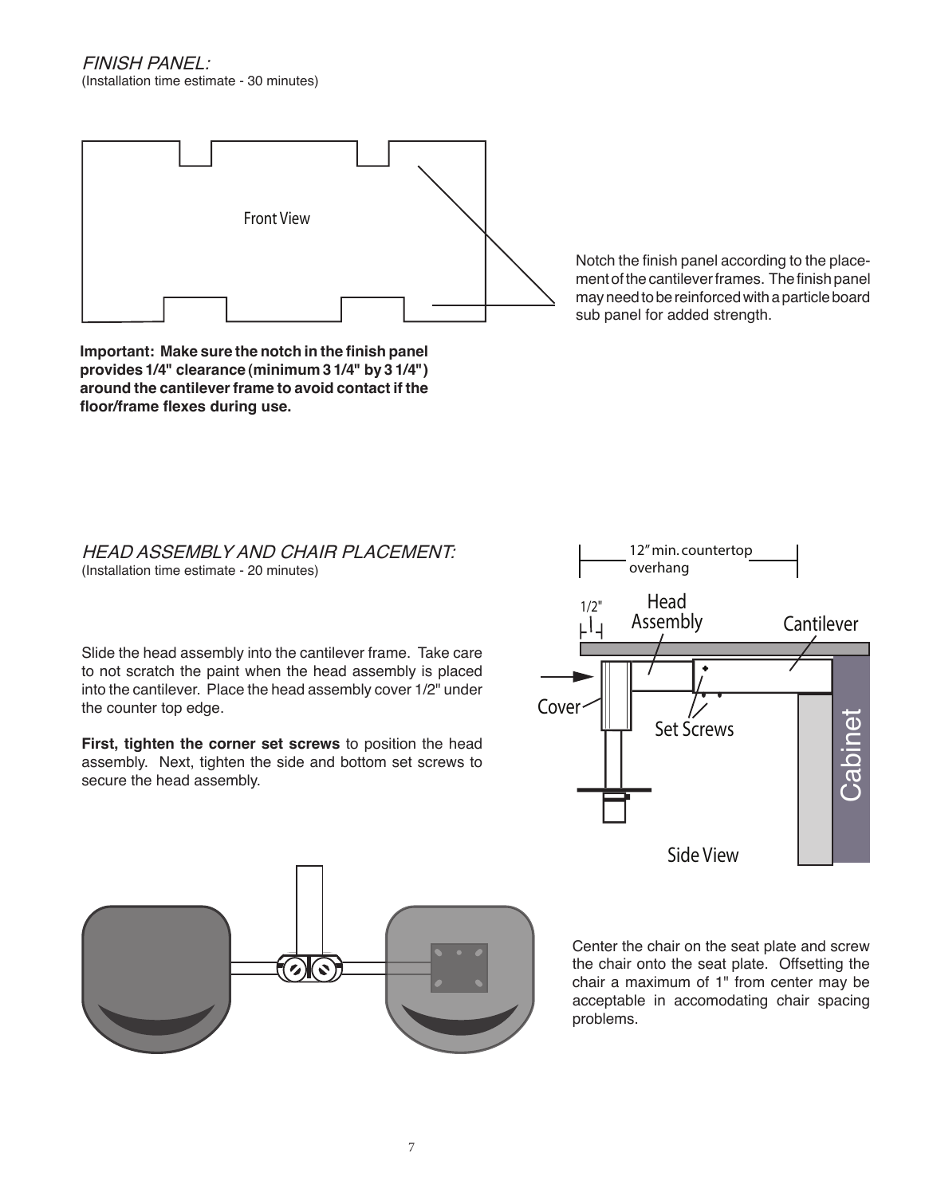*FINISH PANEL:*
(Installation time estimate - 30 minutes)

Front View

Notch the finish panel according to the placement of the cantilever frames. The finish panel may need to be reinforced with a particle board sub panel for added strength.

**Important: Make sure the notch in the finish panel provides 1/4" clearance (minimum 3 1/4" by 3 1/4") around the cantilever frame to avoid contact if the floor/frame flexes during use.**

*HEAD ASSEMBLY AND CHAIR PLACEMENT:*
(Installation time estimate - 20 minutes)

Slide the head assembly into the cantilever frame. Take care to not scratch the paint when the head assembly is placed into the cantilever. Place the head assembly cover 1/2" under the counter top edge.

**First, tighten the corner set screws** to position the head assembly. Next, tighten the side and bottom set screws to secure the head assembly.

12" min. countertop overhang

1/2"

Head Assembly

Cantilever

Cover

Set Screws

Cabinet

Side View

Center the chair on the seat plate and screw the chair onto the seat plate. Offsetting the chair a maximum of 1" from center may be acceptable in accomodating chair spacing problems.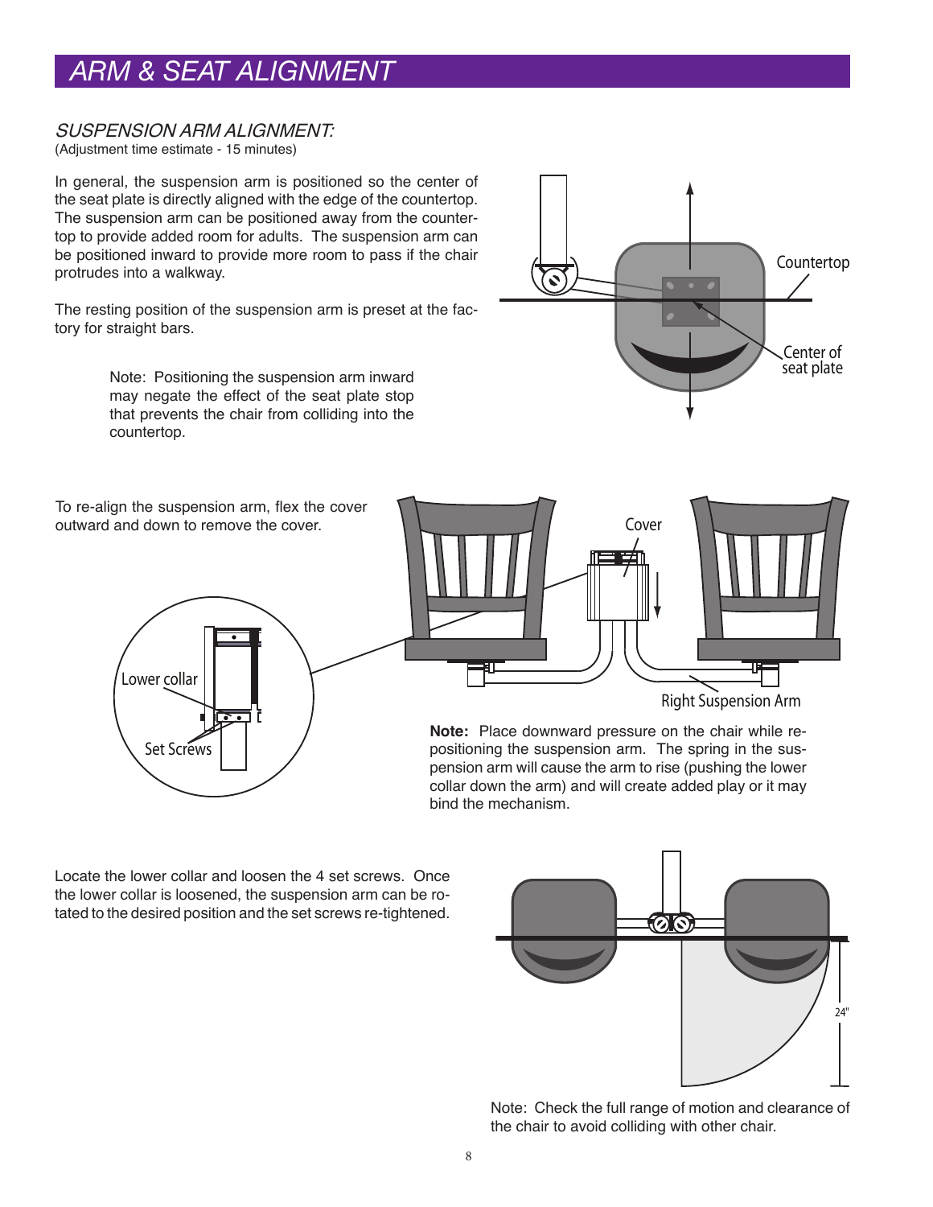# ARM & SEAT ALIGNMENT

## *SUSPENSION ARM ALIGNMENT:*

(Adjustment time estimate - 15 minutes)

In general, the suspension arm is positioned so the center of the seat plate is directly aligned with the edge of the countertop. The suspension arm can be positioned away from the countertop to provide added room for adults. The suspension arm can be positioned inward to provide more room to pass if the chair protrudes into a walkway.

The resting position of the suspension arm is preset at the factory for straight bars.

> Note: Positioning the suspension arm inward may negate the effect of the seat plate stop that prevents the chair from colliding into the countertop.

Countertop

Center of seat plate

To re-align the suspension arm, flex the cover outward and down to remove the cover.

Cover

Lower collar

Set Screws

Right Suspension Arm

**Note:** Place downward pressure on the chair while repositioning the suspension arm. The spring in the suspension arm will cause the arm to rise (pushing the lower collar down the arm) and will create added play or it may bind the mechanism.

Locate the lower collar and loosen the 4 set screws. Once the lower collar is loosened, the suspension arm can be rotated to the desired position and the set screws re-tightened.

24"

Note: Check the full range of motion and clearance of the chair to avoid colliding with other chair.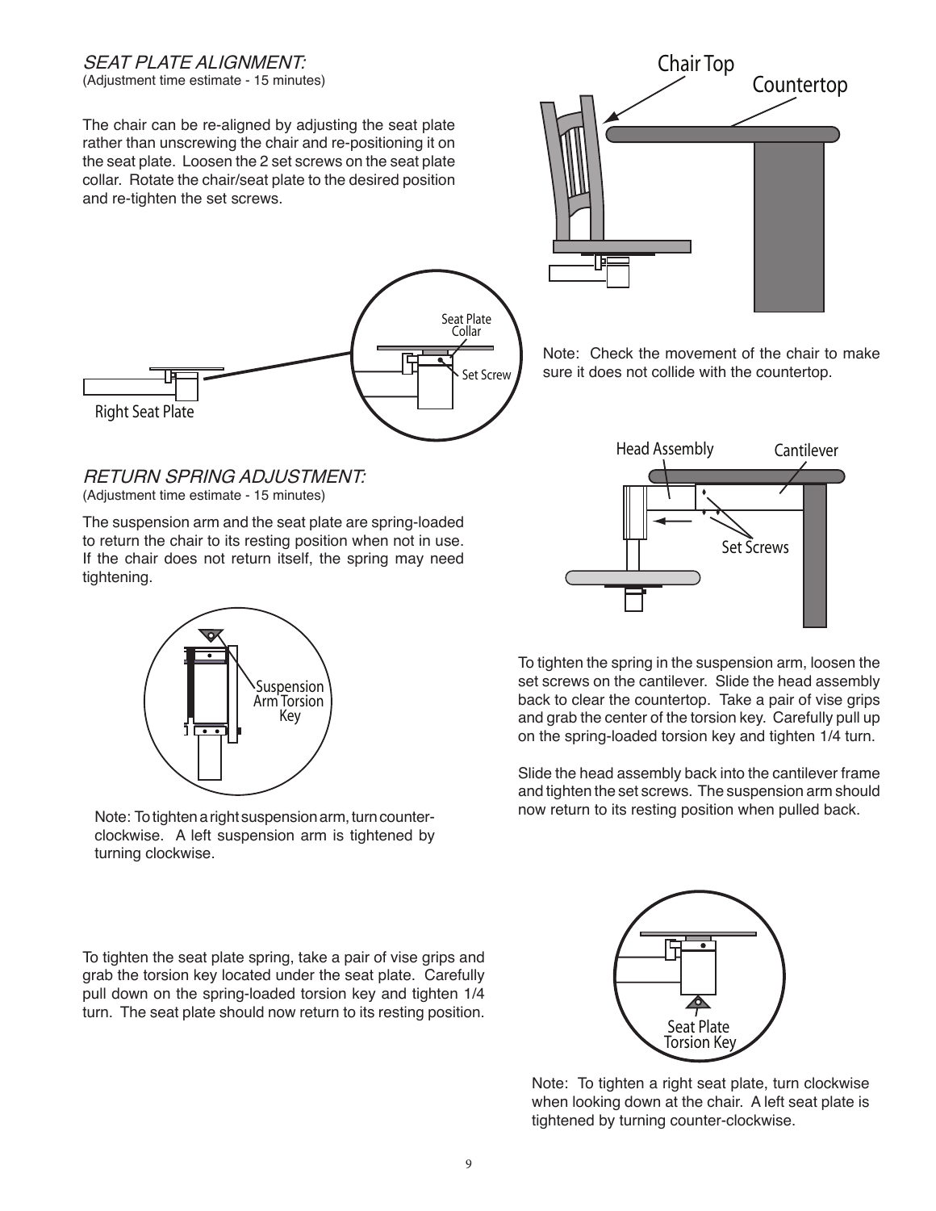## *SEAT PLATE ALIGNMENT:*

(Adjustment time estimate - 15 minutes)

The chair can be re-aligned by adjusting the seat plate rather than unscrewing the chair and re-positioning it on the seat plate. Loosen the 2 set screws on the seat plate collar. Rotate the chair/seat plate to the desired position and re-tighten the set screws.

Note: Check the movement of the chair to make sure it does not collide with the countertop.

## *RETURN SPRING ADJUSTMENT:*

(Adjustment time estimate - 15 minutes)

The suspension arm and the seat plate are spring-loaded to return the chair to its resting position when not in use. If the chair does not return itself, the spring may need tightening.

Note: To tighten a right suspension arm, turn counter-clockwise. A left suspension arm is tightened by turning clockwise.

To tighten the spring in the suspension arm, loosen the set screws on the cantilever. Slide the head assembly back to clear the countertop. Take a pair of vise grips and grab the center of the torsion key. Carefully pull up on the spring-loaded torsion key and tighten 1/4 turn.

Slide the head assembly back into the cantilever frame and tighten the set screws. The suspension arm should now return to its resting position when pulled back.

To tighten the seat plate spring, take a pair of vise grips and grab the torsion key located under the seat plate. Carefully pull down on the spring-loaded torsion key and tighten 1/4 turn. The seat plate should now return to its resting position.

Note: To tighten a right seat plate, turn clockwise when looking down at the chair. A left seat plate is tightened by turning counter-clockwise.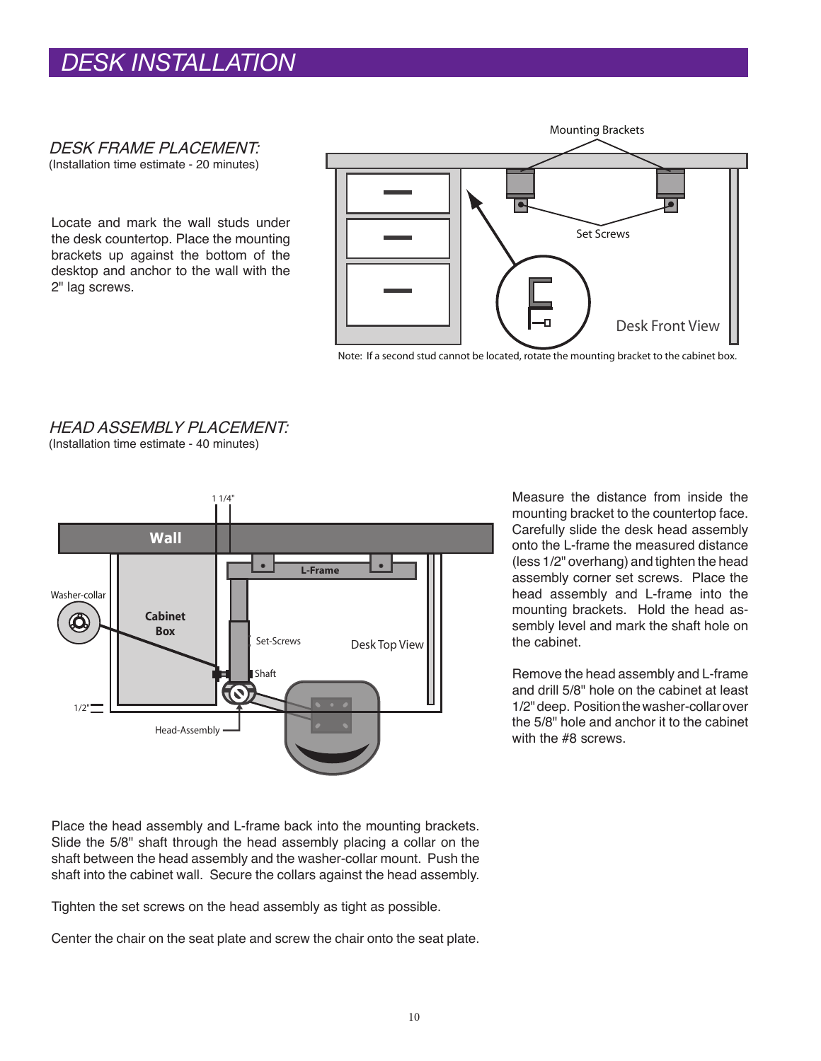# DESK INSTALLATION

## *DESK FRAME PLACEMENT:*

(Installation time estimate - 20 minutes)

Locate and mark the wall studs under the desk countertop. Place the mounting brackets up against the bottom of the desktop and anchor to the wall with the 2" lag screws.

Mounting Brackets

Set Screws

Desk Front View

Note: If a second stud cannot be located, rotate the mounting bracket to the cabinet box.

## *HEAD ASSEMBLY PLACEMENT:*

(Installation time estimate - 40 minutes)

1 1/4"

Wall

L-Frame

Washer-collar

Cabinet Box

Set-Screws

Desk Top View

Shaft

1/2"

Head-Assembly

Measure the distance from inside the mounting bracket to the countertop face. Carefully slide the desk head assembly onto the L-frame the measured distance (less 1/2" overhang) and tighten the head assembly corner set screws. Place the head assembly and L-frame into the mounting brackets. Hold the head assembly level and mark the shaft hole on the cabinet.

Remove the head assembly and L-frame and drill 5/8" hole on the cabinet at least 1/2" deep. Position the washer-collar over the 5/8" hole and anchor it to the cabinet with the #8 screws.

Place the head assembly and L-frame back into the mounting brackets. Slide the 5/8" shaft through the head assembly placing a collar on the shaft between the head assembly and the washer-collar mount. Push the shaft into the cabinet wall. Secure the collars against the head assembly.

Tighten the set screws on the head assembly as tight as possible.

Center the chair on the seat plate and screw the chair onto the seat plate.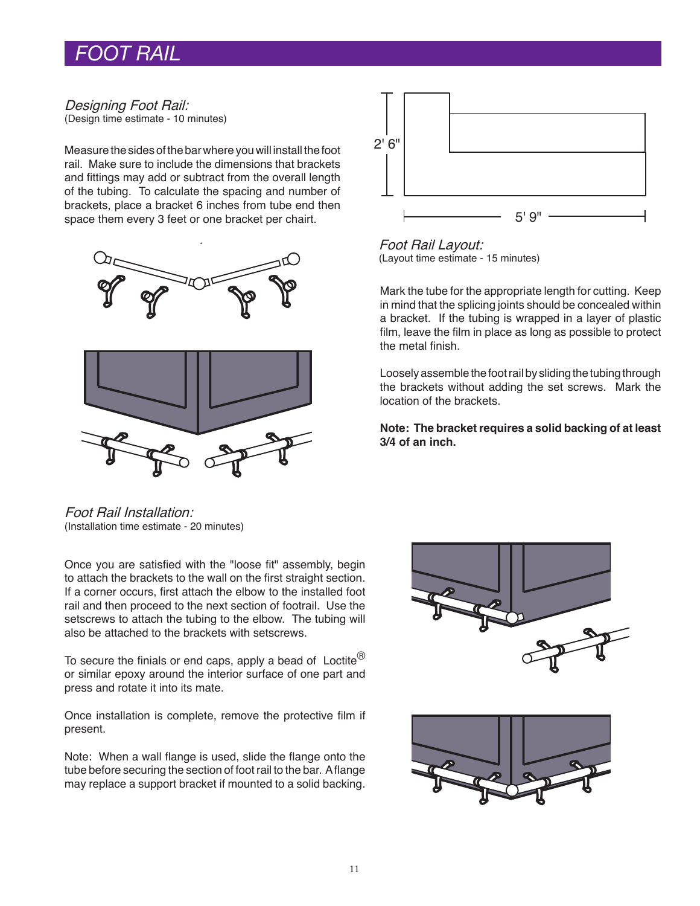# FOOT RAIL

*Designing Foot Rail:*
(Design time estimate - 10 minutes)

Measure the sides of the bar where you will install the foot rail. Make sure to include the dimensions that brackets and fittings may add or subtract from the overall length of the tubing. To calculate the spacing and number of brackets, place a bracket 6 inches from tube end then space them every 3 feet or one bracket per chait.

*Foot Rail Layout:*
(Layout time estimate - 15 minutes)

Mark the tube for the appropriate length for cutting. Keep in mind that the splicing joints should be concealed within a bracket. If the tubing is wrapped in a layer of plastic film, leave the film in place as long as possible to protect the metal finish.

Loosely assemble the foot rail by sliding the tubing through the brackets without adding the set screws. Mark the location of the brackets.

**Note: The bracket requires a solid backing of at least 3/4 of an inch.**

*Foot Rail Installation:*
(Installation time estimate - 20 minutes)

Once you are satisfied with the "loose fit" assembly, begin to attach the brackets to the wall on the first straight section. If a corner occurs, first attach the elbow to the installed foot rail and then proceed to the next section of footrail. Use the setscrews to attach the tubing to the elbow. The tubing will also be attached to the brackets with setscrews.

To secure the finials or end caps, apply a bead of Loctite® or similar epoxy around the interior surface of one part and press and rotate it into its mate.

Once installation is complete, remove the protective film if present.

Note: When a wall flange is used, slide the flange onto the tube before securing the section of foot rail to the bar. A flange may replace a support bracket if mounted to a solid backing.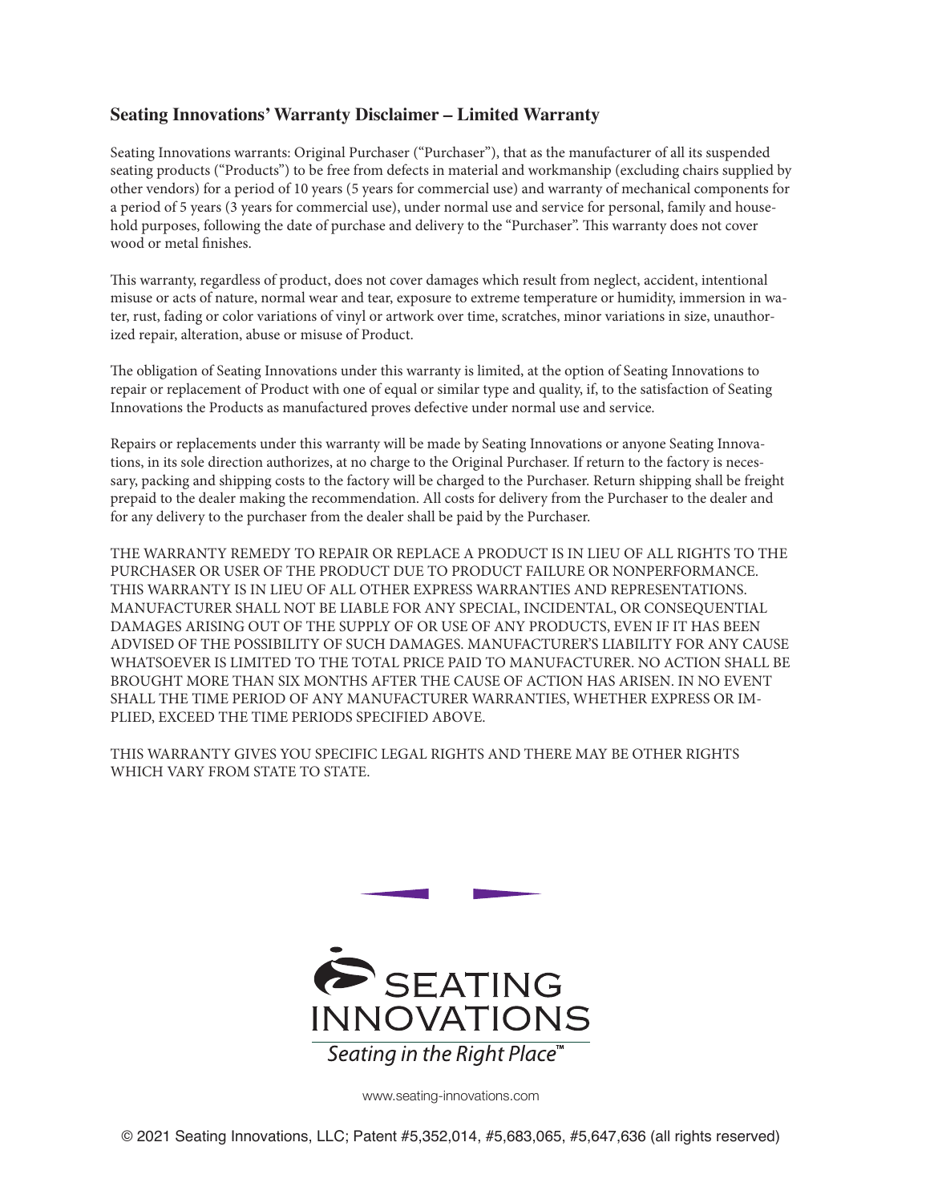## Seating Innovations' Warranty Disclaimer – Limited Warranty

Seating Innovations warrants: Original Purchaser ("Purchaser"), that as the manufacturer of all its suspended seating products ("Products") to be free from defects in material and workmanship (excluding chairs supplied by other vendors) for a period of 10 years (5 years for commercial use) and warranty of mechanical components for a period of 5 years (3 years for commercial use), under normal use and service for personal, family and household purposes, following the date of purchase and delivery to the "Purchaser". This warranty does not cover wood or metal finishes.

This warranty, regardless of product, does not cover damages which result from neglect, accident, intentional misuse or acts of nature, normal wear and tear, exposure to extreme temperature or humidity, immersion in water, rust, fading or color variations of vinyl or artwork over time, scratches, minor variations in size, unauthorized repair, alteration, abuse or misuse of Product.

The obligation of Seating Innovations under this warranty is limited, at the option of Seating Innovations to repair or replacement of Product with one of equal or similar type and quality, if, to the satisfaction of Seating Innovations the Products as manufactured proves defective under normal use and service.

Repairs or replacements under this warranty will be made by Seating Innovations or anyone Seating Innovations, in its sole direction authorizes, at no charge to the Original Purchaser. If return to the factory is necessary, packing and shipping costs to the factory will be charged to the Purchaser. Return shipping shall be freight prepaid to the dealer making the recommendation. All costs for delivery from the Purchaser to the dealer and for any delivery to the purchaser from the dealer shall be paid by the Purchaser.

THE WARRANTY REMEDY TO REPAIR OR REPLACE A PRODUCT IS IN LIEU OF ALL RIGHTS TO THE PURCHASER OR USER OF THE PRODUCT DUE TO PRODUCT FAILURE OR NONPERFORMANCE. THIS WARRANTY IS IN LIEU OF ALL OTHER EXPRESS WARRANTIES AND REPRESENTATIONS. MANUFACTURER SHALL NOT BE LIABLE FOR ANY SPECIAL, INCIDENTAL, OR CONSEQUENTIAL DAMAGES ARISING OUT OF THE SUPPLY OF OR USE OF ANY PRODUCTS, EVEN IF IT HAS BEEN ADVISED OF THE POSSIBILITY OF SUCH DAMAGES. MANUFACTURER'S LIABILITY FOR ANY CAUSE WHATSOEVER IS LIMITED TO THE TOTAL PRICE PAID TO MANUFACTURER. NO ACTION SHALL BE BROUGHT MORE THAN SIX MONTHS AFTER THE CAUSE OF ACTION HAS ARISEN. IN NO EVENT SHALL THE TIME PERIOD OF ANY MANUFACTURER WARRANTIES, WHETHER EXPRESS OR IMPLIED, EXCEED THE TIME PERIODS SPECIFIED ABOVE.

THIS WARRANTY GIVES YOU SPECIFIC LEGAL RIGHTS AND THERE MAY BE OTHER RIGHTS WHICH VARY FROM STATE TO STATE.

SEATING INNOVATIONS

*Seating in the Right Place™*

www.seating-innovations.com

© 2021 Seating Innovations, LLC; Patent #5,352,014, #5,683,065, #5,647,636 (all rights reserved)